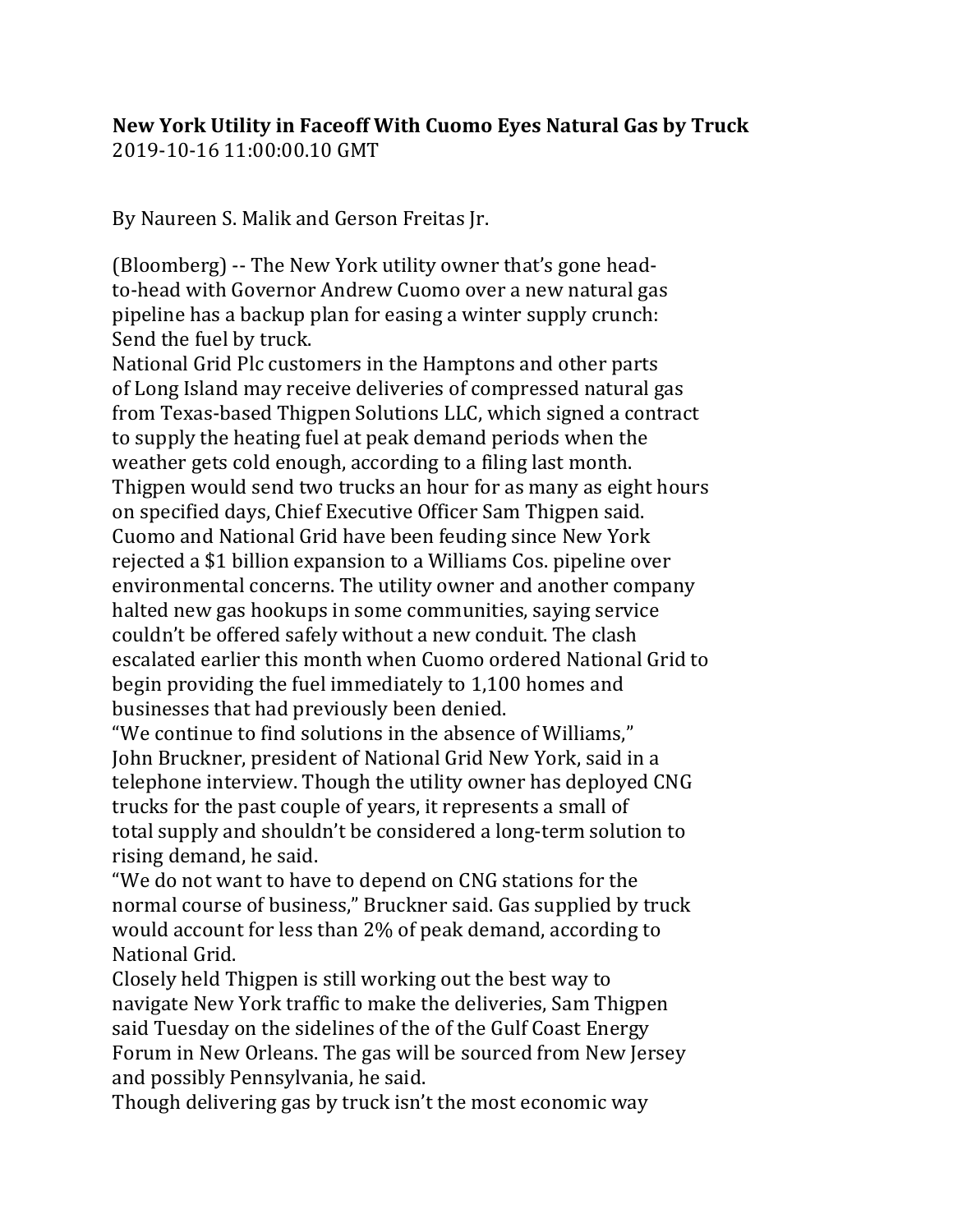**New York Utility in Faceoff With Cuomo Eyes Natural Gas by Truck**
2019-10-16 11:00:00.10 GMT

By Naureen S. Malik and Gerson Freitas Jr.

(Bloomberg) -- The New York utility owner that's gone head-to-head with Governor Andrew Cuomo over a new natural gas pipeline has a backup plan for easing a winter supply crunch: Send the fuel by truck.

National Grid Plc customers in the Hamptons and other parts of Long Island may receive deliveries of compressed natural gas from Texas-based Thigpen Solutions LLC, which signed a contract to supply the heating fuel at peak demand periods when the weather gets cold enough, according to a filing last month. Thigpen would send two trucks an hour for as many as eight hours on specified days, Chief Executive Officer Sam Thigpen said.

Cuomo and National Grid have been feuding since New York rejected a $1 billion expansion to a Williams Cos. pipeline over environmental concerns. The utility owner and another company halted new gas hookups in some communities, saying service couldn't be offered safely without a new conduit. The clash escalated earlier this month when Cuomo ordered National Grid to begin providing the fuel immediately to 1,100 homes and businesses that had previously been denied.

"We continue to find solutions in the absence of Williams," John Bruckner, president of National Grid New York, said in a telephone interview. Though the utility owner has deployed CNG trucks for the past couple of years, it represents a small of total supply and shouldn't be considered a long-term solution to rising demand, he said.

"We do not want to have to depend on CNG stations for the normal course of business," Bruckner said. Gas supplied by truck would account for less than 2% of peak demand, according to National Grid.

Closely held Thigpen is still working out the best way to navigate New York traffic to make the deliveries, Sam Thigpen said Tuesday on the sidelines of the of the Gulf Coast Energy Forum in New Orleans. The gas will be sourced from New Jersey and possibly Pennsylvania, he said.

Though delivering gas by truck isn't the most economic way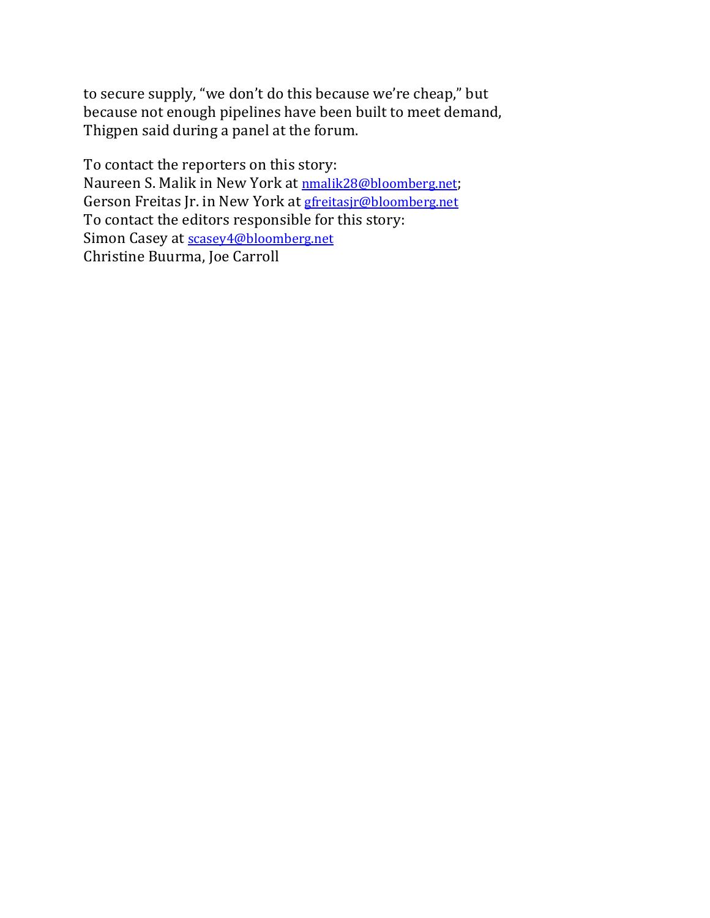to secure supply, "we don't do this because we're cheap," but because not enough pipelines have been built to meet demand, Thigpen said during a panel at the forum.

To contact the reporters on this story:
Naureen S. Malik in New York at nmalik28@bloomberg.net;
Gerson Freitas Jr. in New York at gfreitasjr@bloomberg.net
To contact the editors responsible for this story:
Simon Casey at scasey4@bloomberg.net
Christine Buurma, Joe Carroll